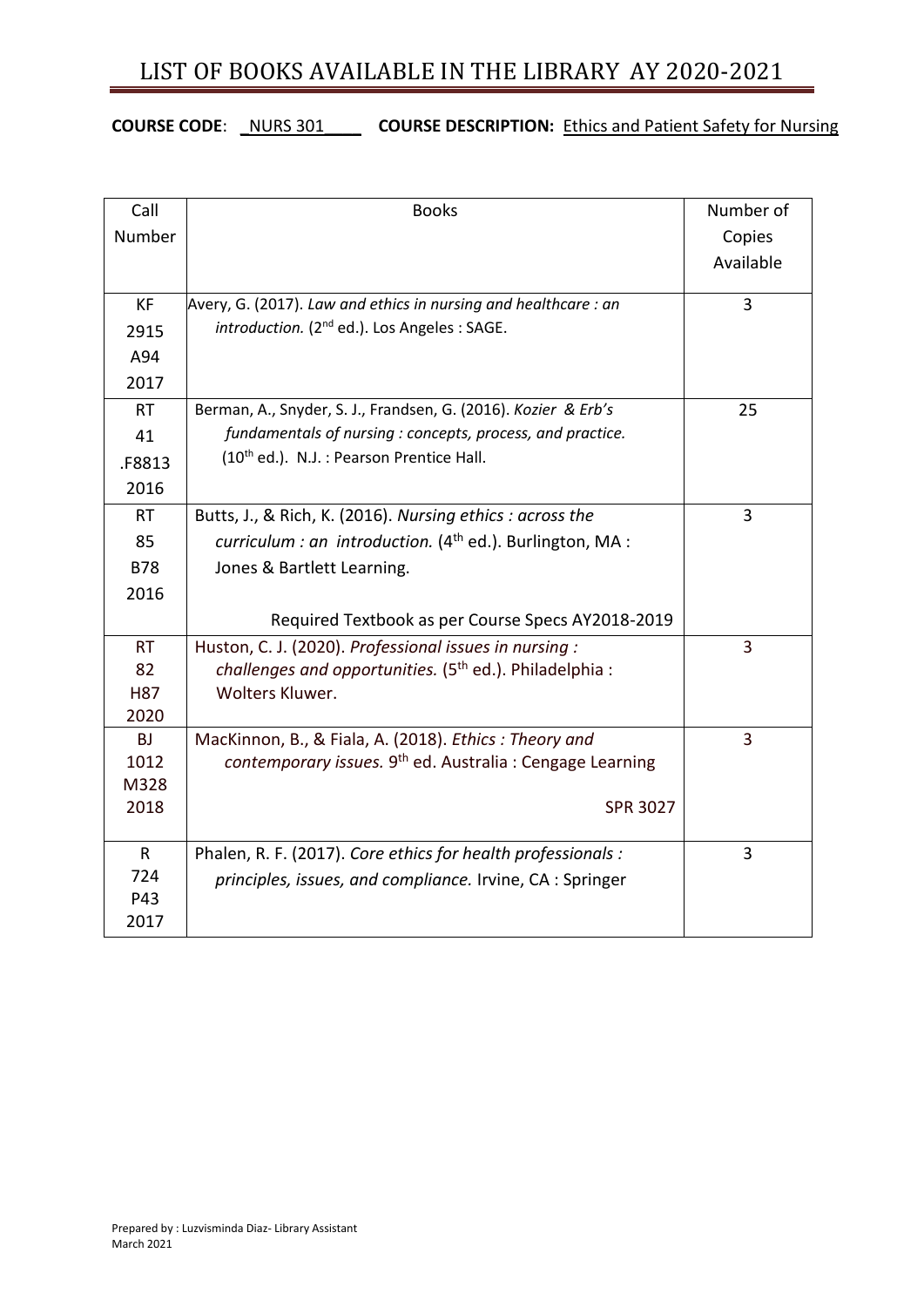# LIST OF BOOKS AVAILABLE IN THE LIBRARY AY 2020-2021

**COURSE CODE**: _NURS 301____ **COURSE DESCRIPTION:** Ethics and Patient Safety for Nursing

| Call Number | Books | Number of Copies Available |
|---|---|---|
| KF 2915 A94 2017 | Avery, G. (2017). *Law and ethics in nursing and healthcare : an introduction.* (2nd ed.). Los Angeles : SAGE. | 3 |
| RT 41 .F8813 2016 | Berman, A., Snyder, S. J., Frandsen, G. (2016). *Kozier & Erb's fundamentals of nursing : concepts, process, and practice.* (10th ed.). N.J. : Pearson Prentice Hall. | 25 |
| RT 85 B78 2016 | Butts, J., & Rich, K. (2016). *Nursing ethics : across the curriculum : an introduction.* (4th ed.). Burlington, MA : Jones & Bartlett Learning. Required Textbook as per Course Specs AY2018-2019 | 3 |
| RT 82 H87 2020 | Huston, C. J. (2020). *Professional issues in nursing : challenges and opportunities.* (5th ed.). Philadelphia : Wolters Kluwer. | 3 |
| BJ 1012 M328 2018 | MacKinnon, B., & Fiala, A. (2018). *Ethics : Theory and contemporary issues.* 9th ed. Australia : Cengage Learning SPR 3027 | 3 |
| R 724 P43 2017 | Phalen, R. F. (2017). *Core ethics for health professionals : principles, issues, and compliance.* Irvine, CA : Springer | 3 |

Prepared by : Luzvisminda Diaz- Library Assistant
March 2021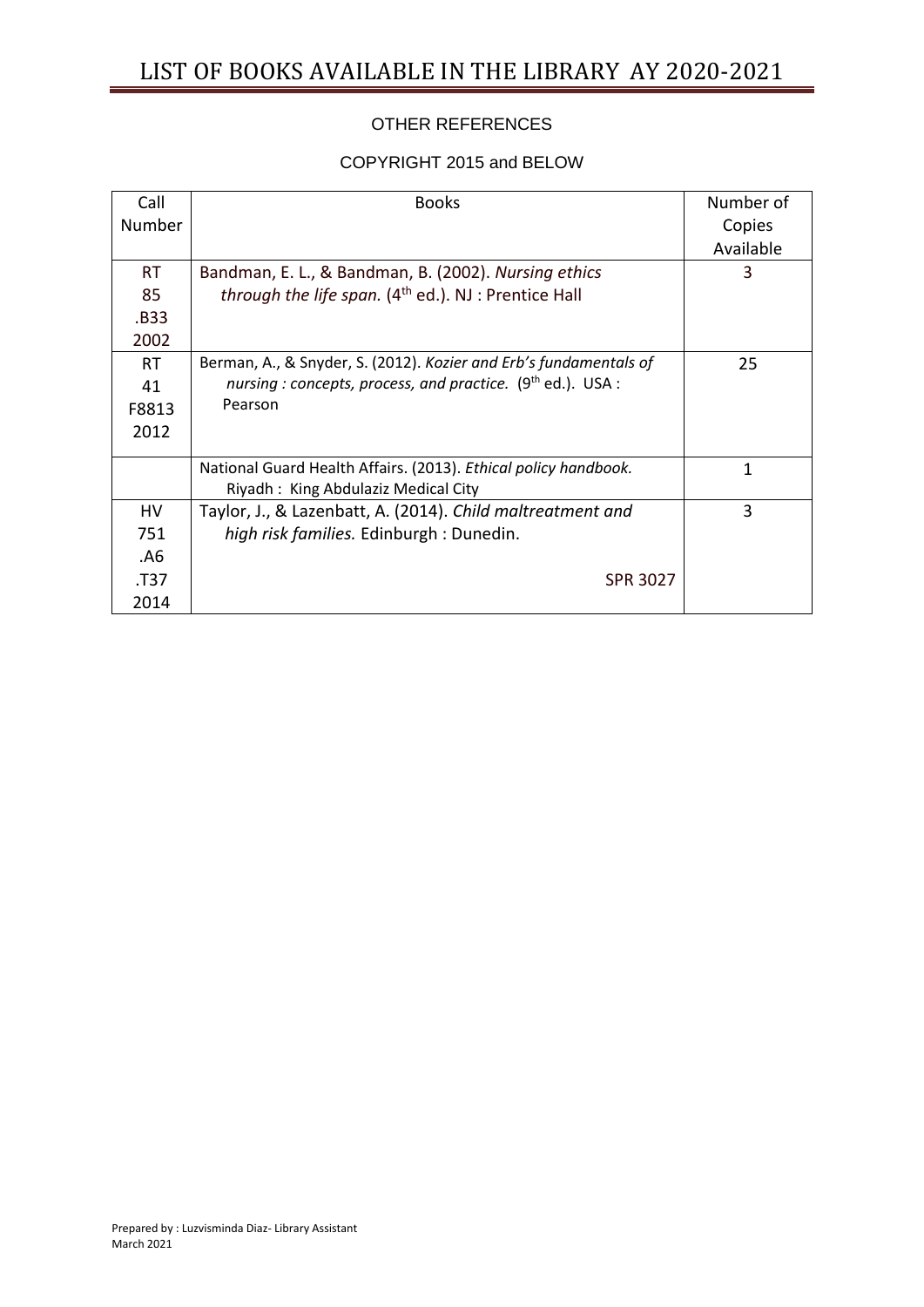# LIST OF BOOKS AVAILABLE IN THE LIBRARY AY 2020-2021

## OTHER REFERENCES

### COPYRIGHT 2015 and BELOW

| Call Number | Books | Number of Copies Available |
|---|---|---|
| RT 85 .B33 2002 | Bandman, E. L., & Bandman, B. (2002). *Nursing ethics through the life span.* (4th ed.). NJ : Prentice Hall | 3 |
| RT 41 F8813 2012 | Berman, A., & Snyder, S. (2012). *Kozier and Erb's fundamentals of nursing : concepts, process, and practice.* (9th ed.). USA : Pearson | 25 |
| | National Guard Health Affairs. (2013). *Ethical policy handbook.* Riyadh : King Abdulaziz Medical City | 1 |
| HV 751 .A6 .T37 2014 | Taylor, J., & Lazenbatt, A. (2014). *Child maltreatment and high risk families.* Edinburgh : Dunedin. SPR 3027 | 3 |

Prepared by : Luzvisminda Diaz- Library Assistant
March 2021